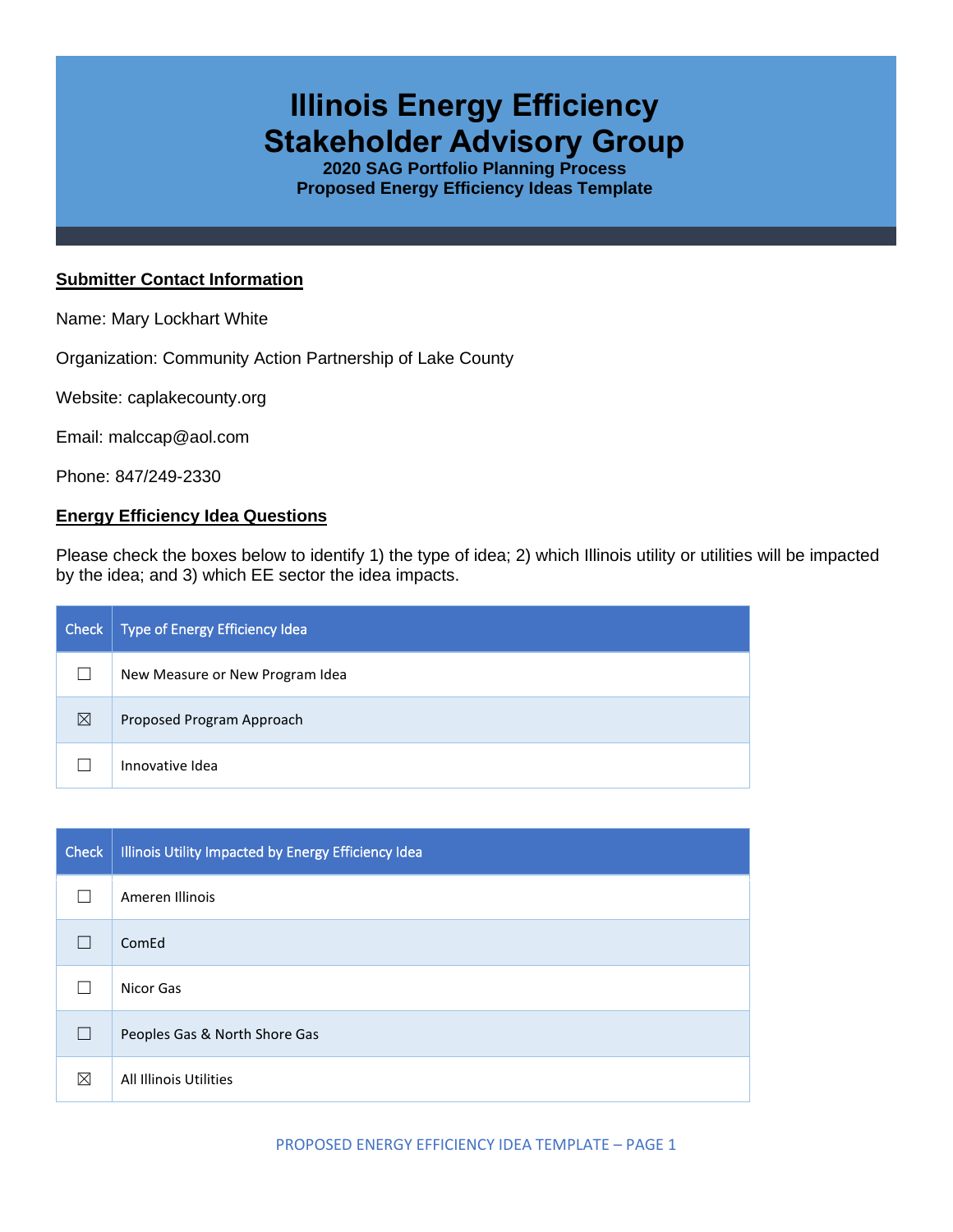# Illinois Energy Efficiency Stakeholder Advisory Group

**2020 SAG Portfolio Planning Process**
**Proposed Energy Efficiency Ideas Template**

## Submitter Contact Information

Name: Mary Lockhart White

Organization: Community Action Partnership of Lake County

Website: caplakecounty.org

Email: malccap@aol.com

Phone: 847/249-2330

## Energy Efficiency Idea Questions

Please check the boxes below to identify 1) the type of idea; 2) which Illinois utility or utilities will be impacted by the idea; and 3) which EE sector the idea impacts.

| Check | Type of Energy Efficiency Idea |
|---|---|
| ☐ | New Measure or New Program Idea |
| ☒ | Proposed Program Approach |
| ☐ | Innovative Idea |

| Check | Illinois Utility Impacted by Energy Efficiency Idea |
|---|---|
| ☐ | Ameren Illinois |
| ☐ | ComEd |
| ☐ | Nicor Gas |
| ☐ | Peoples Gas & North Shore Gas |
| ☒ | All Illinois Utilities |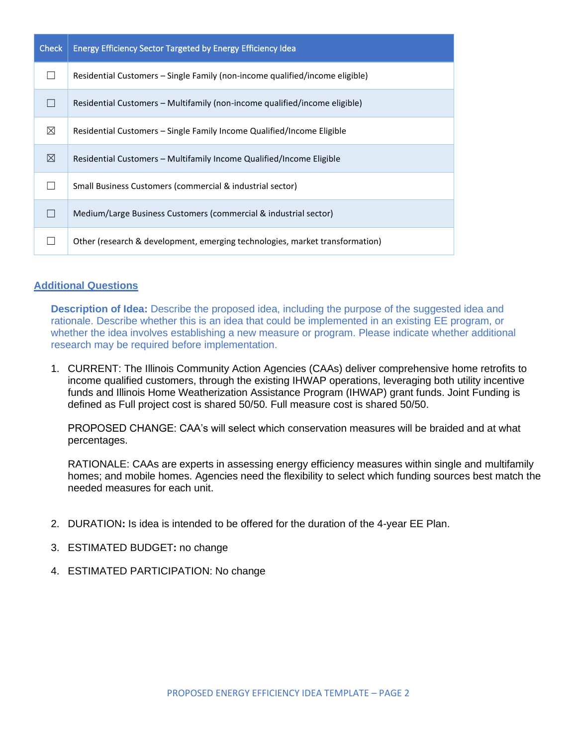| Check | Energy Efficiency Sector Targeted by Energy Efficiency Idea |
| --- | --- |
| ☐ | Residential Customers – Single Family (non-income qualified/income eligible) |
| ☐ | Residential Customers – Multifamily (non-income qualified/income eligible) |
| ☒ | Residential Customers – Single Family Income Qualified/Income Eligible |
| ☒ | Residential Customers – Multifamily Income Qualified/Income Eligible |
| ☐ | Small Business Customers (commercial & industrial sector) |
| ☐ | Medium/Large Business Customers (commercial & industrial sector) |
| ☐ | Other (research & development, emerging technologies, market transformation) |

## Additional Questions

**Description of Idea:** Describe the proposed idea, including the purpose of the suggested idea and rationale. Describe whether this is an idea that could be implemented in an existing EE program, or whether the idea involves establishing a new measure or program. Please indicate whether additional research may be required before implementation.

1. CURRENT: The Illinois Community Action Agencies (CAAs) deliver comprehensive home retrofits to income qualified customers, through the existing IHWAP operations, leveraging both utility incentive funds and Illinois Home Weatherization Assistance Program (IHWAP) grant funds. Joint Funding is defined as Full project cost is shared 50/50. Full measure cost is shared 50/50.

   PROPOSED CHANGE: CAA's will select which conservation measures will be braided and at what percentages.

   RATIONALE: CAAs are experts in assessing energy efficiency measures within single and multifamily homes; and mobile homes. Agencies need the flexibility to select which funding sources best match the needed measures for each unit.

2. DURATION**:** Is idea is intended to be offered for the duration of the 4-year EE Plan.

3. ESTIMATED BUDGET**:** no change

4. ESTIMATED PARTICIPATION: No change